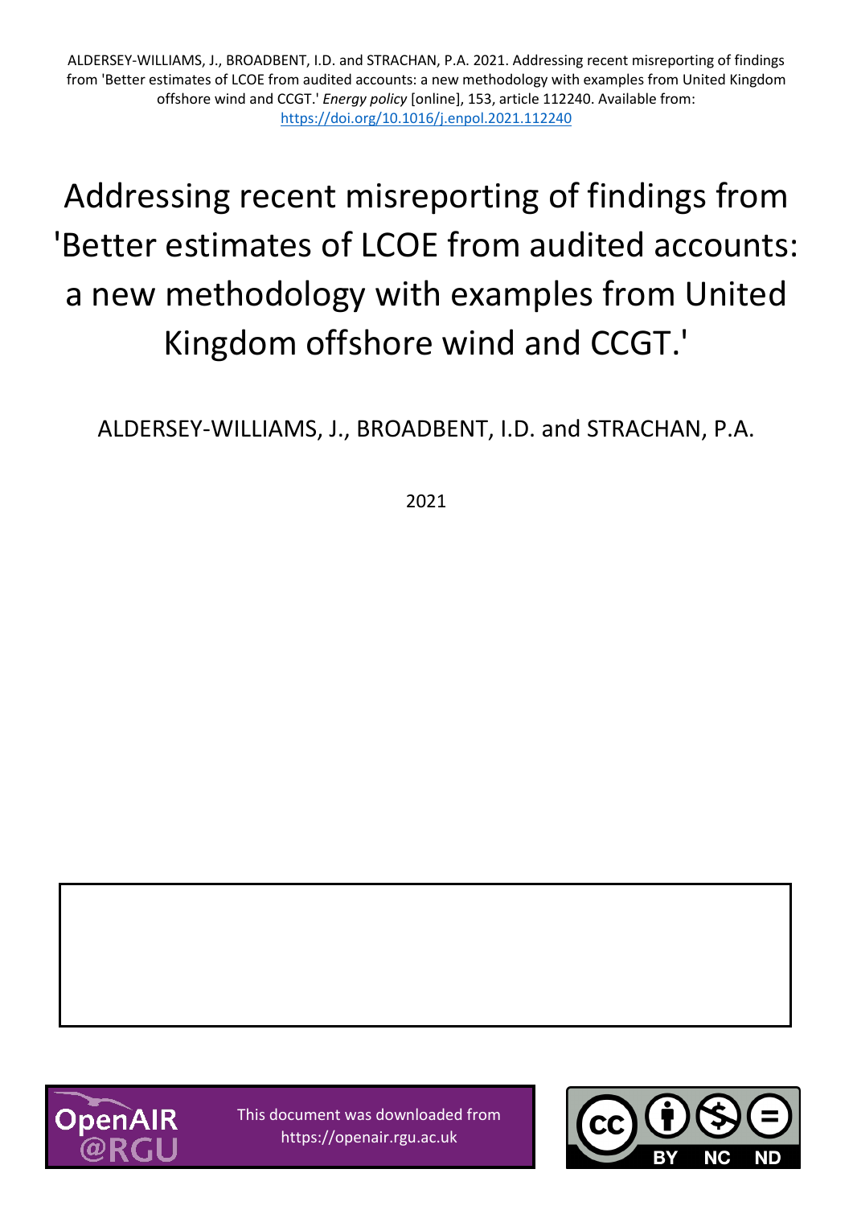ALDERSEY-WILLIAMS, J., BROADBENT, I.D. and STRACHAN, P.A. 2021. Addressing recent misreporting of findings from 'Better estimates of LCOE from audited accounts: a new methodology with examples from United Kingdom offshore wind and CCGT.' *Energy policy* [online], 153, article 112240. Available from: https://doi.org/10.1016/j.enpol.2021.112240

# Addressing recent misreporting of findings from 'Better estimates of LCOE from audited accounts: a new methodology with examples from United Kingdom offshore wind and CCGT.'

ALDERSEY-WILLIAMS, J., BROADBENT, I.D. and STRACHAN, P.A.

2021

This document was downloaded from https://openair.rgu.ac.uk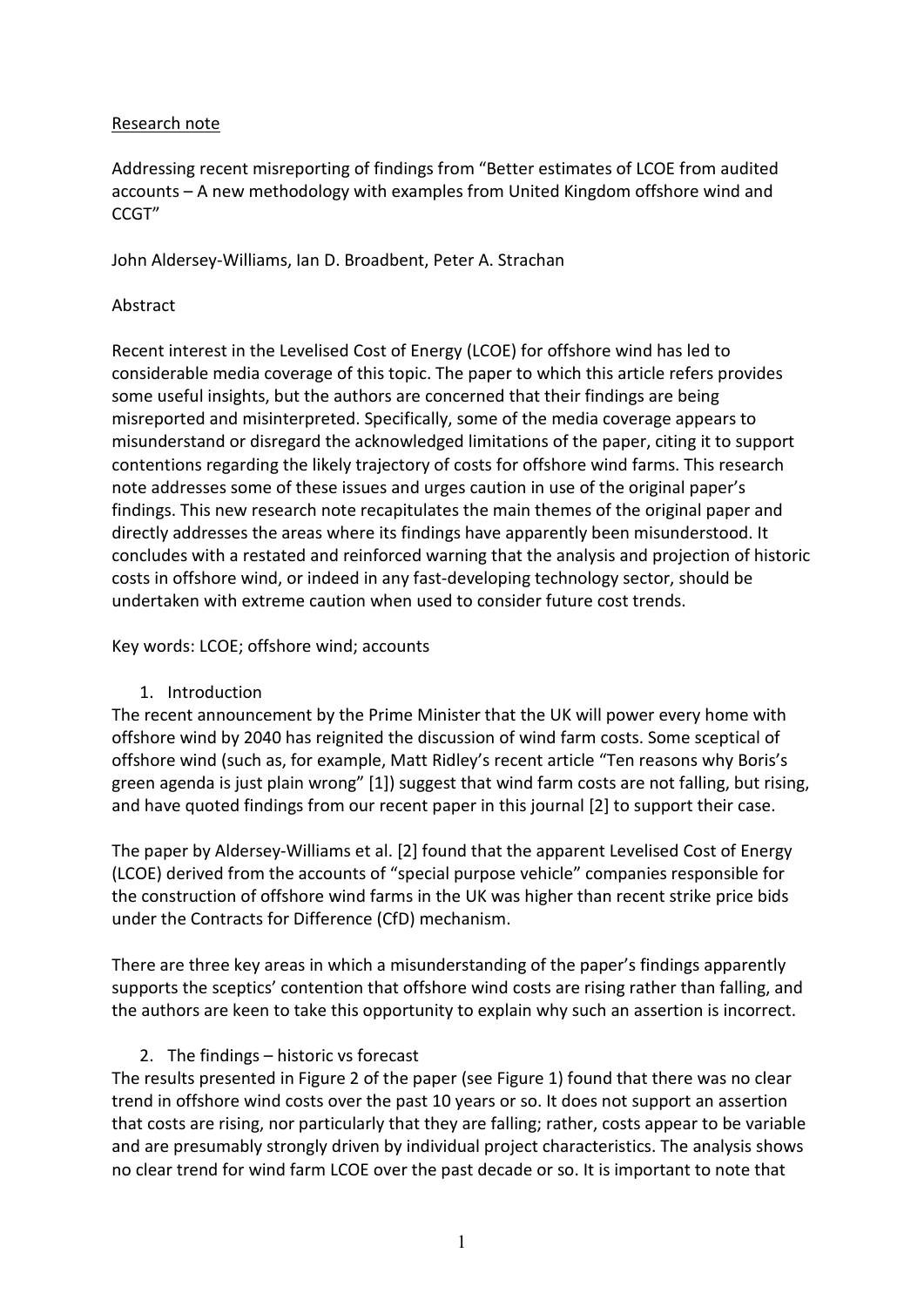Research note

Addressing recent misreporting of findings from "Better estimates of LCOE from audited accounts – A new methodology with examples from United Kingdom offshore wind and CCGT"

John Aldersey-Williams, Ian D. Broadbent, Peter A. Strachan

Abstract

Recent interest in the Levelised Cost of Energy (LCOE) for offshore wind has led to considerable media coverage of this topic. The paper to which this article refers provides some useful insights, but the authors are concerned that their findings are being misreported and misinterpreted. Specifically, some of the media coverage appears to misunderstand or disregard the acknowledged limitations of the paper, citing it to support contentions regarding the likely trajectory of costs for offshore wind farms. This research note addresses some of these issues and urges caution in use of the original paper's findings. This new research note recapitulates the main themes of the original paper and directly addresses the areas where its findings have apparently been misunderstood. It concludes with a restated and reinforced warning that the analysis and projection of historic costs in offshore wind, or indeed in any fast-developing technology sector, should be undertaken with extreme caution when used to consider future cost trends.

Key words: LCOE; offshore wind; accounts

## 1. Introduction

The recent announcement by the Prime Minister that the UK will power every home with offshore wind by 2040 has reignited the discussion of wind farm costs. Some sceptical of offshore wind (such as, for example, Matt Ridley's recent article "Ten reasons why Boris's green agenda is just plain wrong" [1]) suggest that wind farm costs are not falling, but rising, and have quoted findings from our recent paper in this journal [2] to support their case.

The paper by Aldersey-Williams et al. [2] found that the apparent Levelised Cost of Energy (LCOE) derived from the accounts of "special purpose vehicle" companies responsible for the construction of offshore wind farms in the UK was higher than recent strike price bids under the Contracts for Difference (CfD) mechanism.

There are three key areas in which a misunderstanding of the paper's findings apparently supports the sceptics' contention that offshore wind costs are rising rather than falling, and the authors are keen to take this opportunity to explain why such an assertion is incorrect.

## 2. The findings – historic vs forecast

The results presented in Figure 2 of the paper (see Figure 1) found that there was no clear trend in offshore wind costs over the past 10 years or so. It does not support an assertion that costs are rising, nor particularly that they are falling; rather, costs appear to be variable and are presumably strongly driven by individual project characteristics. The analysis shows no clear trend for wind farm LCOE over the past decade or so. It is important to note that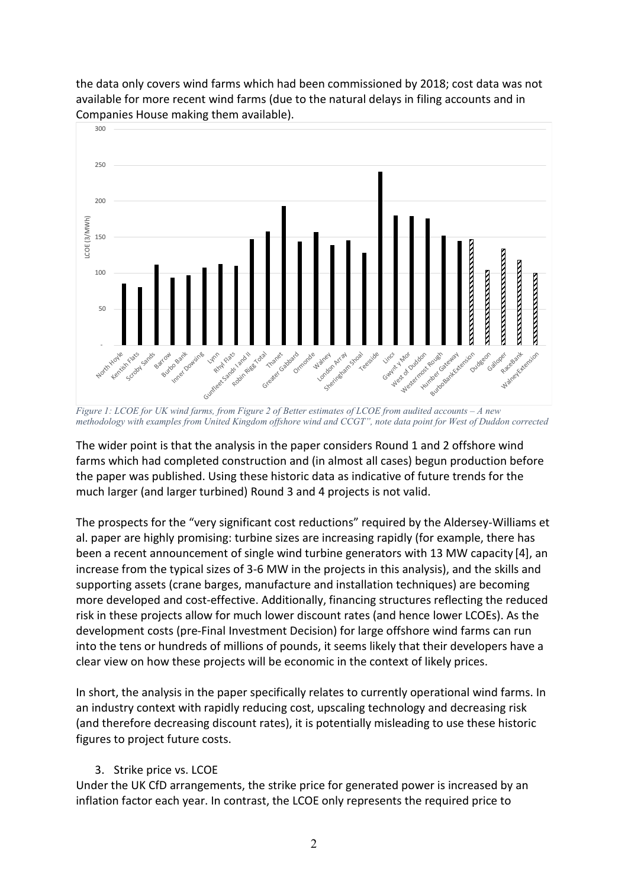the data only covers wind farms which had been commissioned by 2018; cost data was not available for more recent wind farms (due to the natural delays in filing accounts and in Companies House making them available).

*Figure 1: LCOE for UK wind farms, from Figure 2 of Better estimates of LCOE from audited accounts – A new methodology with examples from United Kingdom offshore wind and CCGT", note data point for West of Duddon corrected*

The wider point is that the analysis in the paper considers Round 1 and 2 offshore wind farms which had completed construction and (in almost all cases) begun production before the paper was published. Using these historic data as indicative of future trends for the much larger (and larger turbined) Round 3 and 4 projects is not valid.

The prospects for the "very significant cost reductions" required by the Aldersey-Williams et al. paper are highly promising: turbine sizes are increasing rapidly (for example, there has been a recent announcement of single wind turbine generators with 13 MW capacity [4], an increase from the typical sizes of 3-6 MW in the projects in this analysis), and the skills and supporting assets (crane barges, manufacture and installation techniques) are becoming more developed and cost-effective. Additionally, financing structures reflecting the reduced risk in these projects allow for much lower discount rates (and hence lower LCOEs). As the development costs (pre-Final Investment Decision) for large offshore wind farms can run into the tens or hundreds of millions of pounds, it seems likely that their developers have a clear view on how these projects will be economic in the context of likely prices.

In short, the analysis in the paper specifically relates to currently operational wind farms. In an industry context with rapidly reducing cost, upscaling technology and decreasing risk (and therefore decreasing discount rates), it is potentially misleading to use these historic figures to project future costs.

3. Strike price vs. LCOE

Under the UK CfD arrangements, the strike price for generated power is increased by an inflation factor each year. In contrast, the LCOE only represents the required price to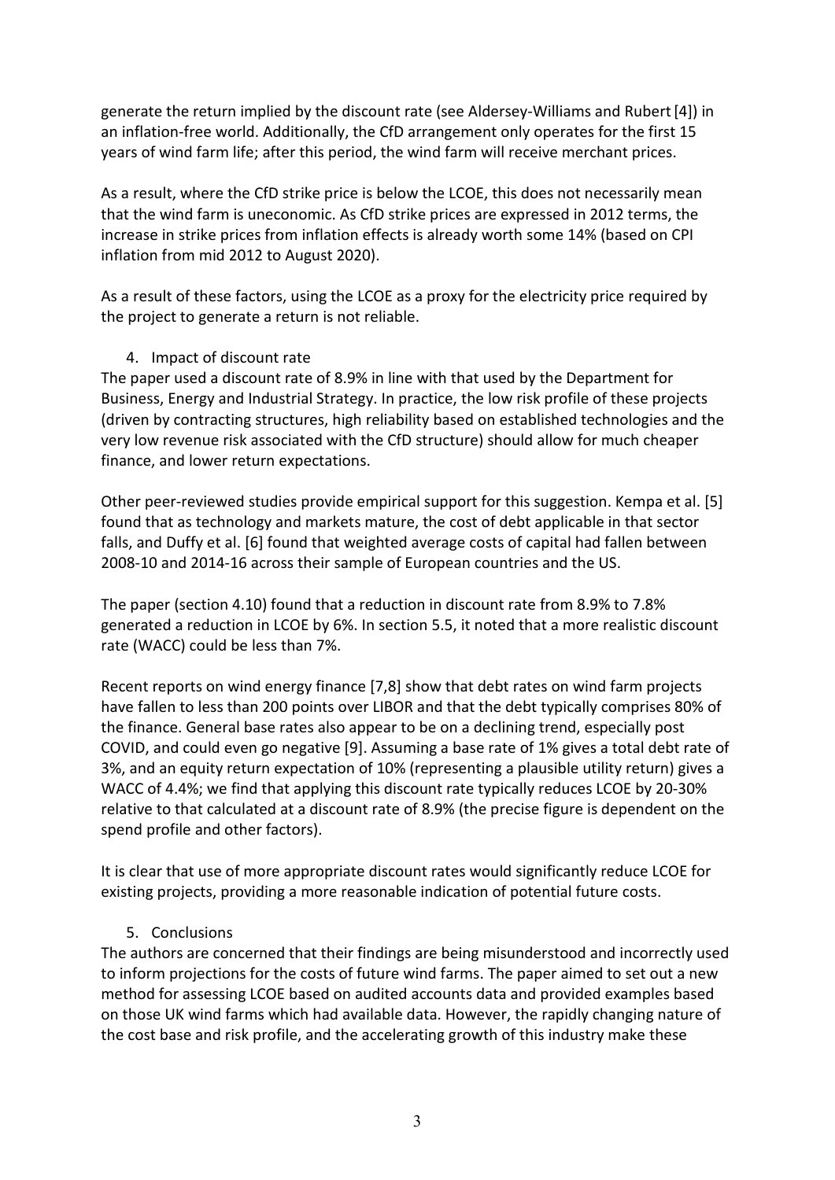generate the return implied by the discount rate (see Aldersey-Williams and Rubert [4]) in an inflation-free world. Additionally, the CfD arrangement only operates for the first 15 years of wind farm life; after this period, the wind farm will receive merchant prices.

As a result, where the CfD strike price is below the LCOE, this does not necessarily mean that the wind farm is uneconomic. As CfD strike prices are expressed in 2012 terms, the increase in strike prices from inflation effects is already worth some 14% (based on CPI inflation from mid 2012 to August 2020).

As a result of these factors, using the LCOE as a proxy for the electricity price required by the project to generate a return is not reliable.

## 4. Impact of discount rate

The paper used a discount rate of 8.9% in line with that used by the Department for Business, Energy and Industrial Strategy. In practice, the low risk profile of these projects (driven by contracting structures, high reliability based on established technologies and the very low revenue risk associated with the CfD structure) should allow for much cheaper finance, and lower return expectations.

Other peer-reviewed studies provide empirical support for this suggestion. Kempa et al. [5] found that as technology and markets mature, the cost of debt applicable in that sector falls, and Duffy et al. [6] found that weighted average costs of capital had fallen between 2008-10 and 2014-16 across their sample of European countries and the US.

The paper (section 4.10) found that a reduction in discount rate from 8.9% to 7.8% generated a reduction in LCOE by 6%. In section 5.5, it noted that a more realistic discount rate (WACC) could be less than 7%.

Recent reports on wind energy finance [7,8] show that debt rates on wind farm projects have fallen to less than 200 points over LIBOR and that the debt typically comprises 80% of the finance. General base rates also appear to be on a declining trend, especially post COVID, and could even go negative [9]. Assuming a base rate of 1% gives a total debt rate of 3%, and an equity return expectation of 10% (representing a plausible utility return) gives a WACC of 4.4%; we find that applying this discount rate typically reduces LCOE by 20-30% relative to that calculated at a discount rate of 8.9% (the precise figure is dependent on the spend profile and other factors).

It is clear that use of more appropriate discount rates would significantly reduce LCOE for existing projects, providing a more reasonable indication of potential future costs.

## 5. Conclusions

The authors are concerned that their findings are being misunderstood and incorrectly used to inform projections for the costs of future wind farms. The paper aimed to set out a new method for assessing LCOE based on audited accounts data and provided examples based on those UK wind farms which had available data. However, the rapidly changing nature of the cost base and risk profile, and the accelerating growth of this industry make these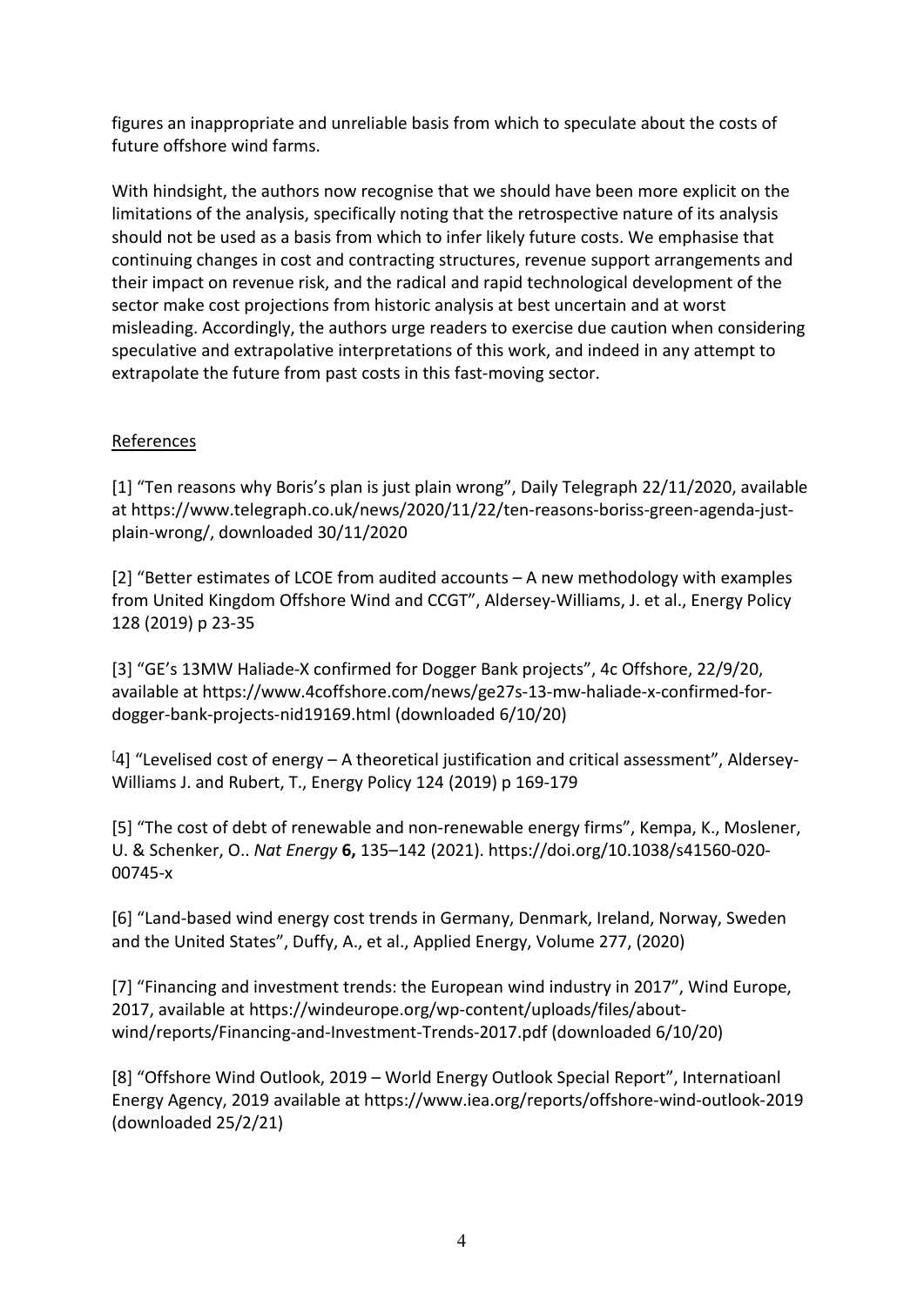figures an inappropriate and unreliable basis from which to speculate about the costs of future offshore wind farms.

With hindsight, the authors now recognise that we should have been more explicit on the limitations of the analysis, specifically noting that the retrospective nature of its analysis should not be used as a basis from which to infer likely future costs. We emphasise that continuing changes in cost and contracting structures, revenue support arrangements and their impact on revenue risk, and the radical and rapid technological development of the sector make cost projections from historic analysis at best uncertain and at worst misleading. Accordingly, the authors urge readers to exercise due caution when considering speculative and extrapolative interpretations of this work, and indeed in any attempt to extrapolate the future from past costs in this fast-moving sector.

## References

[1] "Ten reasons why Boris's plan is just plain wrong", Daily Telegraph 22/11/2020, available at https://www.telegraph.co.uk/news/2020/11/22/ten-reasons-boriss-green-agenda-just-plain-wrong/, downloaded 30/11/2020

[2] "Better estimates of LCOE from audited accounts – A new methodology with examples from United Kingdom Offshore Wind and CCGT", Aldersey-Williams, J. et al., Energy Policy 128 (2019) p 23-35

[3] "GE's 13MW Haliade-X confirmed for Dogger Bank projects", 4c Offshore, 22/9/20, available at https://www.4coffshore.com/news/ge27s-13-mw-haliade-x-confirmed-for-dogger-bank-projects-nid19169.html (downloaded 6/10/20)

[4] "Levelised cost of energy – A theoretical justification and critical assessment", Aldersey-Williams J. and Rubert, T., Energy Policy 124 (2019) p 169-179

[5] "The cost of debt of renewable and non-renewable energy firms", Kempa, K., Moslener, U. & Schenker, O.. *Nat Energy* **6,** 135–142 (2021). https://doi.org/10.1038/s41560-020-00745-x

[6] "Land-based wind energy cost trends in Germany, Denmark, Ireland, Norway, Sweden and the United States", Duffy, A., et al., Applied Energy, Volume 277, (2020)

[7] "Financing and investment trends: the European wind industry in 2017", Wind Europe, 2017, available at https://windeurope.org/wp-content/uploads/files/about-wind/reports/Financing-and-Investment-Trends-2017.pdf (downloaded 6/10/20)

[8] "Offshore Wind Outlook, 2019 – World Energy Outlook Special Report", Internatioanl Energy Agency, 2019 available at https://www.iea.org/reports/offshore-wind-outlook-2019 (downloaded 25/2/21)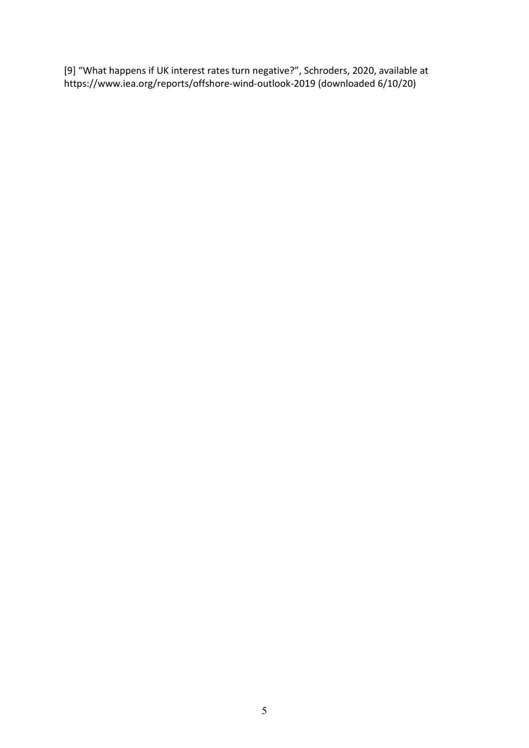[9] "What happens if UK interest rates turn negative?", Schroders, 2020, available at https://www.iea.org/reports/offshore-wind-outlook-2019 (downloaded 6/10/20)